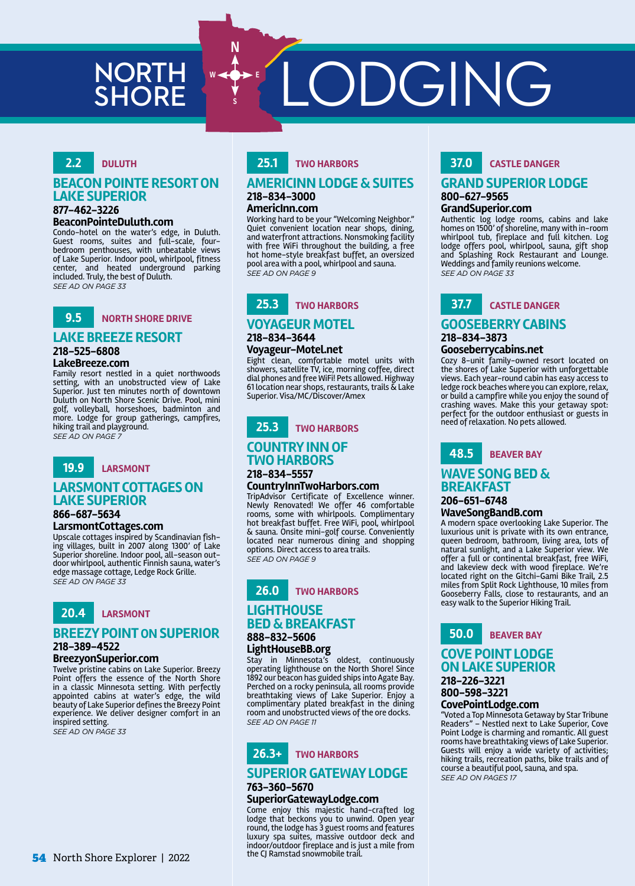# NORTH SHORE LODGING

**2.2** DULUTH

## BEACON POINTE RESORT ON LAKE SUPERIOR

**877-462-3226**

**BeaconPointeDuluth.com**

Condo-hotel on the water's edge, in Duluth. Guest rooms, suites and full-scale, four-bedroom penthouses, with unbeatable views of Lake Superior. Indoor pool, whirlpool, fitness center, and heated underground parking included. Truly, the best of Duluth.

*SEE AD ON PAGE 33*

**9.5** NORTH SHORE DRIVE

## LAKE BREEZE RESORT

**218-525-6808**

**LakeBreeze.com**

Family resort nestled in a quiet northwoods setting, with an unobstructed view of Lake Superior. Just ten minutes north of downtown Duluth on North Shore Scenic Drive. Pool, mini golf, volleyball, horseshoes, badminton and more. Lodge for group gatherings, campfires, hiking trail and playground.

*SEE AD ON PAGE 7*

**19.9** LARSMONT

## LARSMONT COTTAGES ON LAKE SUPERIOR

**866-687-5634**

**LarsmontCottages.com**

Upscale cottages inspired by Scandinavian fishing villages, built in 2007 along 1300' of Lake Superior shoreline. Indoor pool, all-season outdoor whirlpool, authentic Finnish sauna, water's edge massage cottage, Ledge Rock Grille.

*SEE AD ON PAGE 33*

**20.4** LARSMONT

## BREEZY POINT ON SUPERIOR

**218-389-4522**

**BreezyonSuperior.com**

Twelve pristine cabins on Lake Superior. Breezy Point offers the essence of the North Shore in a classic Minnesota setting. With perfectly appointed cabins at water's edge, the wild beauty of Lake Superior defines the Breezy Point experience. We deliver designer comfort in an inspired setting.

*SEE AD ON PAGE 33*

**25.1** TWO HARBORS

## AMERICINN LODGE & SUITES

**218-834-3000**

**AmericInn.com**

Working hard to be your "Welcoming Neighbor." Quiet convenient location near shops, dining, and waterfront attractions. Nonsmoking facility with free WiFi throughout the building, a free hot home-style breakfast buffet, an oversized pool area with a pool, whirlpool and sauna.

*SEE AD ON PAGE 9*

**25.3** TWO HARBORS

## VOYAGEUR MOTEL

**218-834-3644**

**Voyageur-Motel.net**

Eight clean, comfortable motel units with showers, satellite TV, ice, morning coffee, direct dial phones and free WiFi! Pets allowed. Highway 61 location near shops, restaurants, trails & Lake Superior. Visa/MC/Discover/Amex

**25.3** TWO HARBORS

## COUNTRY INN OF TWO HARBORS

**218-834-5557**

**CountryInnTwoHarbors.com**

TripAdvisor Certificate of Excellence winner. Newly Renovated! We offer 46 comfortable rooms, some with whirlpools. Complimentary hot breakfast buffet. Free WiFi, pool, whirlpool & sauna. Onsite mini-golf course. Conveniently located near numerous dining and shopping options. Direct access to area trails.

*SEE AD ON PAGE 9*

**26.0** TWO HARBORS

## LIGHTHOUSE BED & BREAKFAST

**888-832-5606**

**LightHouseBB.org**

Stay in Minnesota's oldest, continuously operating lighthouse on the North Shore! Since 1892 our beacon has guided ships into Agate Bay. Perched on a rocky peninsula, all rooms provide breathtaking views of Lake Superior. Enjoy a complimentary plated breakfast in the dining room and unobstructed views of the ore docks.

*SEE AD ON PAGE 11*

**26.3+** TWO HARBORS

## SUPERIOR GATEWAY LODGE

**763-360-5670**

**SuperiorGatewayLodge.com**

Come enjoy this majestic hand-crafted log lodge that beckons you to unwind. Open year round, the lodge has 3 guest rooms and features luxury spa suites, massive outdoor deck and indoor/outdoor fireplace and is just a mile from the CJ Ramstad snowmobile trail.

**37.0** CASTLE DANGER

## GRAND SUPERIOR LODGE

**800-627-9565**

**GrandSuperior.com**

Authentic log lodge rooms, cabins and lake homes on 1500' of shoreline, many with in-room whirlpool tub, fireplace and full kitchen. Log lodge offers pool, whirlpool, sauna, gift shop and Splashing Rock Restaurant and Lounge. Weddings and family reunions welcome.

*SEE AD ON PAGE 33*

**37.7** CASTLE DANGER

## GOOSEBERRY CABINS

**218-834-3873**

**Gooseberrycabins.net**

Cozy 8-unit family-owned resort located on the shores of Lake Superior with unforgettable views. Each year-round cabin has easy access to ledge rock beaches where you can explore, relax, or build a campfire while you enjoy the sound of crashing waves. Make this your getaway spot: perfect for the outdoor enthusiast or guests in need of relaxation. No pets allowed.

**48.5** BEAVER BAY

## WAVE SONG BED & BREAKFAST

**206-651-6748**

**WaveSongBandB.com**

A modern space overlooking Lake Superior. The luxurious unit is private with its own entrance, queen bedroom, bathroom, living area, lots of natural sunlight, and a Lake Superior view. We offer a full or continental breakfast, free WiFi, and lakeview deck with wood fireplace. We're located right on the Gitchi-Gami Bike Trail, 2.5 miles from Split Rock Lighthouse, 10 miles from Gooseberry Falls, close to restaurants, and an easy walk to the Superior Hiking Trail.

**50.0** BEAVER BAY

## COVE POINT LODGE ON LAKE SUPERIOR

**218-226-3221**

**800-598-3221**

**CovePointLodge.com**

"Voted a Top Minnesota Getaway by Star Tribune Readers" – Nestled next to Lake Superior, Cove Point Lodge is charming and romantic. All guest rooms have breathtaking views of Lake Superior. Guests will enjoy a wide variety of activities; hiking trails, recreation paths, bike trails and of course a beautiful pool, sauna, and spa.

*SEE AD ON PAGES 17*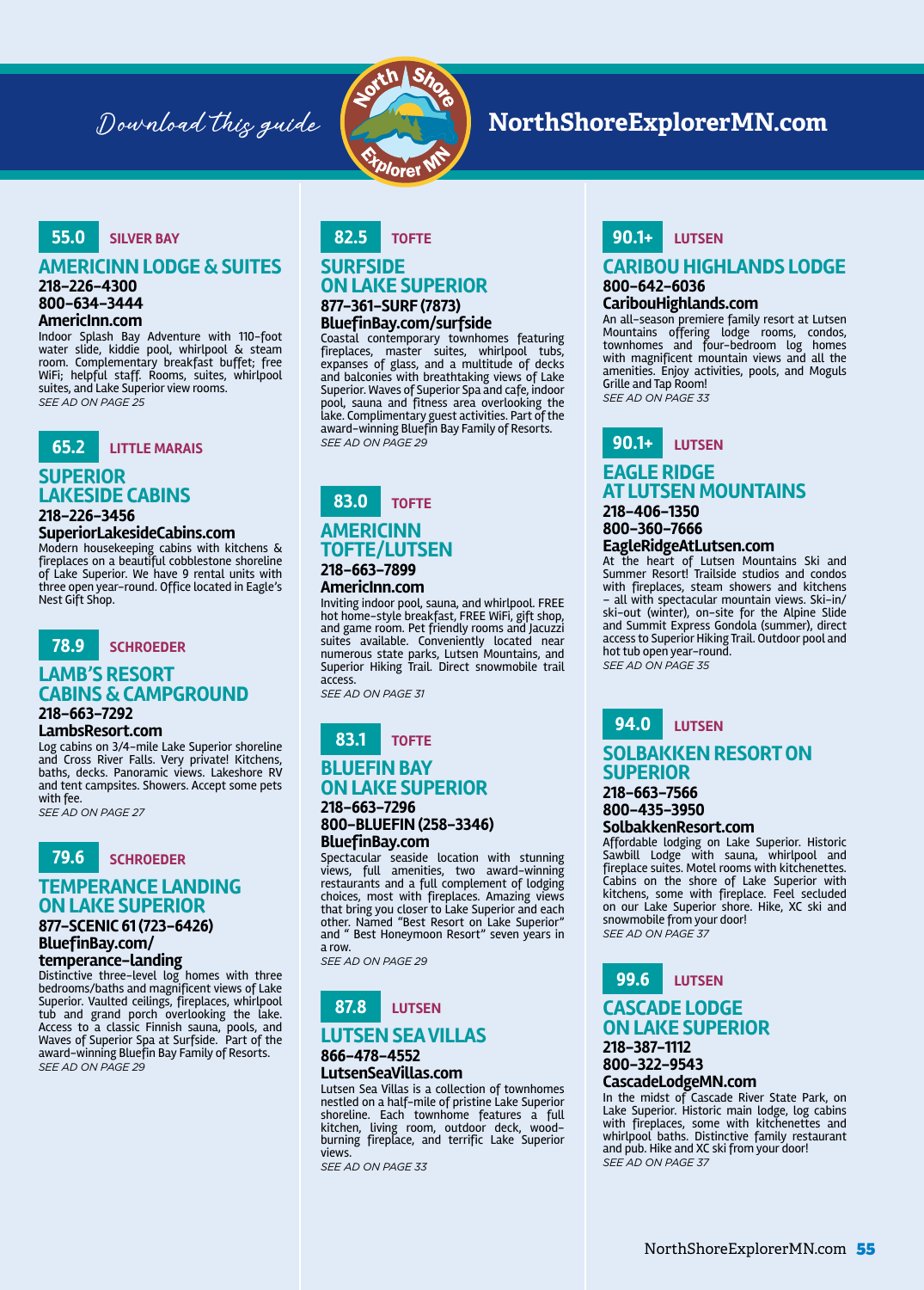Download this guide

NorthShoreExplorerMN.com

**55.0** SILVER BAY

## AMERICINN LODGE & SUITES

**218-226-4300**
**800-634-3444**
**AmericInn.com**

Indoor Splash Bay Adventure with 110-foot water slide, kiddie pool, whirlpool & steam room. Complementary breakfast buffet; free WiFi; helpful staff. Rooms, suites, whirlpool suites, and Lake Superior view rooms.

*SEE AD ON PAGE 25*

**65.2** LITTLE MARAIS

## SUPERIOR LAKESIDE CABINS

**218-226-3456**
**SuperiorLakesideCabins.com**

Modern housekeeping cabins with kitchens & fireplaces on a beautiful cobblestone shoreline of Lake Superior. We have 9 rental units with three open year-round. Office located in Eagle's Nest Gift Shop.

**78.9** SCHROEDER

## LAMB'S RESORT CABINS & CAMPGROUND

**218-663-7292**
**LambsResort.com**

Log cabins on 3/4-mile Lake Superior shoreline and Cross River Falls. Very private! Kitchens, baths, decks. Panoramic views. Lakeshore RV and tent campsites. Showers. Accept some pets with fee.

*SEE AD ON PAGE 27*

**79.6** SCHROEDER

## TEMPERANCE LANDING ON LAKE SUPERIOR

**877-SCENIC 61 (723-6426)**
**BluefinBay.com/temperance-landing**

Distinctive three-level log homes with three bedrooms/baths and magnificent views of Lake Superior. Vaulted ceilings, fireplaces, whirlpool tub and grand porch overlooking the lake. Access to a classic Finnish sauna, pools, and Waves of Superior Spa at Surfside. Part of the award-winning Bluefin Bay Family of Resorts.

*SEE AD ON PAGE 29*

**82.5** TOFTE

## SURFSIDE ON LAKE SUPERIOR

**877-361-SURF (7873)**
**BluefinBay.com/surfside**

Coastal contemporary townhomes featuring fireplaces, master suites, whirlpool tubs, expanses of glass, and a multitude of decks and balconies with breathtaking views of Lake Superior. Waves of Superior Spa and cafe, indoor pool, sauna and fitness area overlooking the lake. Complimentary guest activities. Part of the award-winning Bluefin Bay Family of Resorts.

*SEE AD ON PAGE 29*

**83.0** TOFTE

## AMERICINN TOFTE/LUTSEN

**218-663-7899**
**AmericInn.com**

Inviting indoor pool, sauna, and whirlpool. FREE hot home-style breakfast, FREE WiFi, gift shop, and game room. Pet friendly rooms and Jacuzzi suites available. Conveniently located near numerous state parks, Lutsen Mountains, and Superior Hiking Trail. Direct snowmobile trail access.

*SEE AD ON PAGE 31*

**83.1** TOFTE

## BLUEFIN BAY ON LAKE SUPERIOR

**218-663-7296**
**800-BLUEFIN (258-3346)**
**BluefinBay.com**

Spectacular seaside location with stunning views, full amenities, two award-winning restaurants and a full complement of lodging choices, most with fireplaces. Amazing views that bring you closer to Lake Superior and each other. Named "Best Resort on Lake Superior" and " Best Honeymoon Resort" seven years in a row.

*SEE AD ON PAGE 29*

**87.8** LUTSEN

## LUTSEN SEA VILLAS

**866-478-4552**
**LutsenSeaVillas.com**

Lutsen Sea Villas is a collection of townhomes nestled on a half-mile of pristine Lake Superior shoreline. Each townhome features a full kitchen, living room, outdoor deck, wood-burning fireplace, and terrific Lake Superior views.

*SEE AD ON PAGE 33*

**90.1+** LUTSEN

## CARIBOU HIGHLANDS LODGE

**800-642-6036**
**CaribouHighlands.com**

An all-season premiere family resort at Lutsen Mountains offering lodge rooms, condos, townhomes and four-bedroom log homes with magnificent mountain views and all the amenities. Enjoy activities, pools, and Moguls Grille and Tap Room!

*SEE AD ON PAGE 33*

**90.1+** LUTSEN

## EAGLE RIDGE AT LUTSEN MOUNTAINS

**218-406-1350**
**800-360-7666**
**EagleRidgeAtLutsen.com**

At the heart of Lutsen Mountains Ski and Summer Resort! Trailside studios and condos with fireplaces, steam showers and kitchens – all with spectacular mountain views. Ski-in/ski-out (winter), on-site for the Alpine Slide and Summit Express Gondola (summer), direct access to Superior Hiking Trail. Outdoor pool and hot tub open year-round.

*SEE AD ON PAGE 35*

**94.0** LUTSEN

## SOLBAKKEN RESORT ON SUPERIOR

**218-663-7566**
**800-435-3950**
**SolbakkenResort.com**

Affordable lodging on Lake Superior. Historic Sawbill Lodge with sauna, whirlpool and fireplace suites. Motel rooms with kitchenettes. Cabins on the shore of Lake Superior with kitchens, some with fireplace. Feel secluded on our Lake Superior shore. Hike, XC ski and snowmobile from your door!

*SEE AD ON PAGE 37*

**99.6** LUTSEN

## CASCADE LODGE ON LAKE SUPERIOR

**218-387-1112**
**800-322-9543**
**CascadeLodgeMN.com**

In the midst of Cascade River State Park, on Lake Superior. Historic main lodge, log cabins with fireplaces, some with kitchenettes and whirlpool baths. Distinctive family restaurant and pub. Hike and XC ski from your door!

*SEE AD ON PAGE 37*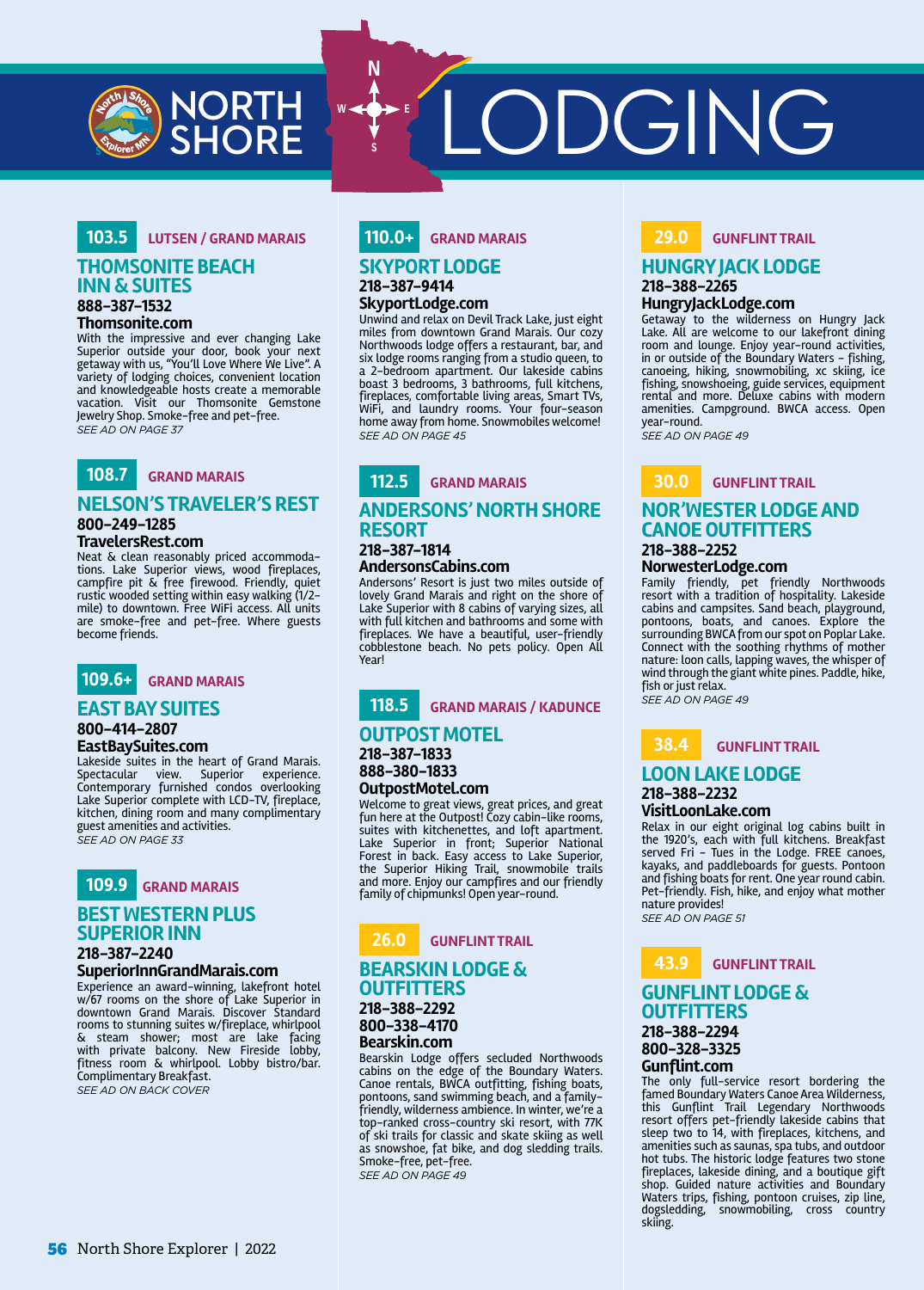# NORTH SHORE LODGING

**103.5** LUTSEN / GRAND MARAIS

## THOMSONITE BEACH INN & SUITES

**888-387-1532**
**Thomsonite.com**

With the impressive and ever changing Lake Superior outside your door, book your next getaway with us, "You'll Love Where We Live". A variety of lodging choices, convenient location and knowledgeable hosts create a memorable vacation. Visit our Thomsonite Gemstone Jewelry Shop. Smoke-free and pet-free.
*SEE AD ON PAGE 37*

**108.7** GRAND MARAIS

## NELSON'S TRAVELER'S REST

**800-249-1285**
**TravelersRest.com**

Neat & clean reasonably priced accommodations. Lake Superior views, wood fireplaces, campfire pit & free firewood. Friendly, quiet rustic wooded setting within easy walking (1/2-mile) to downtown. Free WiFi access. All units are smoke-free and pet-free. Where guests become friends.

**109.6+** GRAND MARAIS

## EAST BAY SUITES

**800-414-2807**
**EastBaySuites.com**

Lakeside suites in the heart of Grand Marais. Spectacular view. Superior experience. Contemporary furnished condos overlooking Lake Superior complete with LCD-TV, fireplace, kitchen, dining room and many complimentary guest amenities and activities.
*SEE AD ON PAGE 33*

**109.9** GRAND MARAIS

## BEST WESTERN PLUS SUPERIOR INN

**218-387-2240**
**SuperiorInnGrandMarais.com**

Experience an award-winning, lakefront hotel w/67 rooms on the shore of Lake Superior in downtown Grand Marais. Discover Standard rooms to stunning suites w/fireplace, whirlpool & steam shower; most are lake facing with private balcony. New Fireside lobby, fitness room & whirlpool. Lobby bistro/bar. Complimentary Breakfast.
*SEE AD ON BACK COVER*

**110.0+** GRAND MARAIS

## SKYPORT LODGE

**218-387-9414**
**SkyportLodge.com**

Unwind and relax on Devil Track Lake, just eight miles from downtown Grand Marais. Our cozy Northwoods lodge offers a restaurant, bar, and six lodge rooms ranging from a studio queen, to a 2-bedroom apartment. Our lakeside cabins boast 3 bedrooms, 3 bathrooms, full kitchens, fireplaces, comfortable living areas, Smart TVs, WiFi, and laundry rooms. Your four-season home away from home. Snowmobiles welcome!
*SEE AD ON PAGE 45*

**112.5** GRAND MARAIS

## ANDERSONS' NORTH SHORE RESORT

**218-387-1814**
**AndersonsCabins.com**

Andersons' Resort is just two miles outside of lovely Grand Marais and right on the shore of Lake Superior with 8 cabins of varying sizes, all with full kitchen and bathrooms and some with fireplaces. We have a beautiful, user-friendly cobblestone beach. No pets policy. Open All Year!

**118.5** GRAND MARAIS / KADUNCE

## OUTPOST MOTEL

**218-387-1833**
**888-380-1833**
**OutpostMotel.com**

Welcome to great views, great prices, and great fun here at the Outpost! Cozy cabin-like rooms, suites with kitchenettes, and loft apartment. Lake Superior in front; Superior National Forest in back. Easy access to Lake Superior, the Superior Hiking Trail, snowmobile trails and more. Enjoy our campfires and our friendly family of chipmunks! Open year-round.

**26.0** GUNFLINT TRAIL

## BEARSKIN LODGE & OUTFITTERS

**218-388-2292**
**800-338-4170**
**Bearskin.com**

Bearskin Lodge offers secluded Northwoods cabins on the edge of the Boundary Waters. Canoe rentals, BWCA outfitting, fishing boats, pontoons, sand swimming beach, and a family-friendly, wilderness ambience. In winter, we're a top-ranked cross-country ski resort, with 77K of ski trails for classic and skate skiing as well as snowshoe, fat bike, and dog sledding trails. Smoke-free, pet-free.
*SEE AD ON PAGE 49*

**29.0** GUNFLINT TRAIL

## HUNGRY JACK LODGE

**218-388-2265**
**HungryJackLodge.com**

Getaway to the wilderness on Hungry Jack Lake. All are welcome to our lakefront dining room and lounge. Enjoy year-round activities, in or outside of the Boundary Waters - fishing, canoeing, hiking, snowmobiling, xc skiing, ice fishing, snowshoeing, guide services, equipment rental and more. Deluxe cabins with modern amenities. Campground. BWCA access. Open year-round.
*SEE AD ON PAGE 49*

**30.0** GUNFLINT TRAIL

## NOR'WESTER LODGE AND CANOE OUTFITTERS

**218-388-2252**
**NorwesterLodge.com**

Family friendly, pet friendly Northwoods resort with a tradition of hospitality. Lakeside cabins and campsites. Sand beach, playground, pontoons, boats, and canoes. Explore the surrounding BWCA from our spot on Poplar Lake. Connect with the soothing rhythms of mother nature: loon calls, lapping waves, the whisper of wind through the giant white pines. Paddle, hike, fish or just relax.
*SEE AD ON PAGE 49*

**38.4** GUNFLINT TRAIL

## LOON LAKE LODGE

**218-388-2232**
**VisitLoonLake.com**

Relax in our eight original log cabins built in the 1920's, each with full kitchens. Breakfast served Fri - Tues in the Lodge. FREE canoes, kayaks, and paddleboards for guests. Pontoon and fishing boats for rent. One year round cabin. Pet-friendly. Fish, hike, and enjoy what mother nature provides!
*SEE AD ON PAGE 51*

**43.9** GUNFLINT TRAIL

## GUNFLINT LODGE & OUTFITTERS

**218-388-2294**
**800-328-3325**
**Gunflint.com**

The only full-service resort bordering the famed Boundary Waters Canoe Area Wilderness, this Gunflint Trail Legendary Northwoods resort offers pet-friendly lakeside cabins that sleep two to 14, with fireplaces, kitchens, and amenities such as saunas, spa tubs, and outdoor hot tubs. The historic lodge features two stone fireplaces, lakeside dining, and a boutique gift shop. Guided nature activities and Boundary Waters trips, fishing, pontoon cruises, zip line, dogsledding, snowmobiling, cross country skiing.